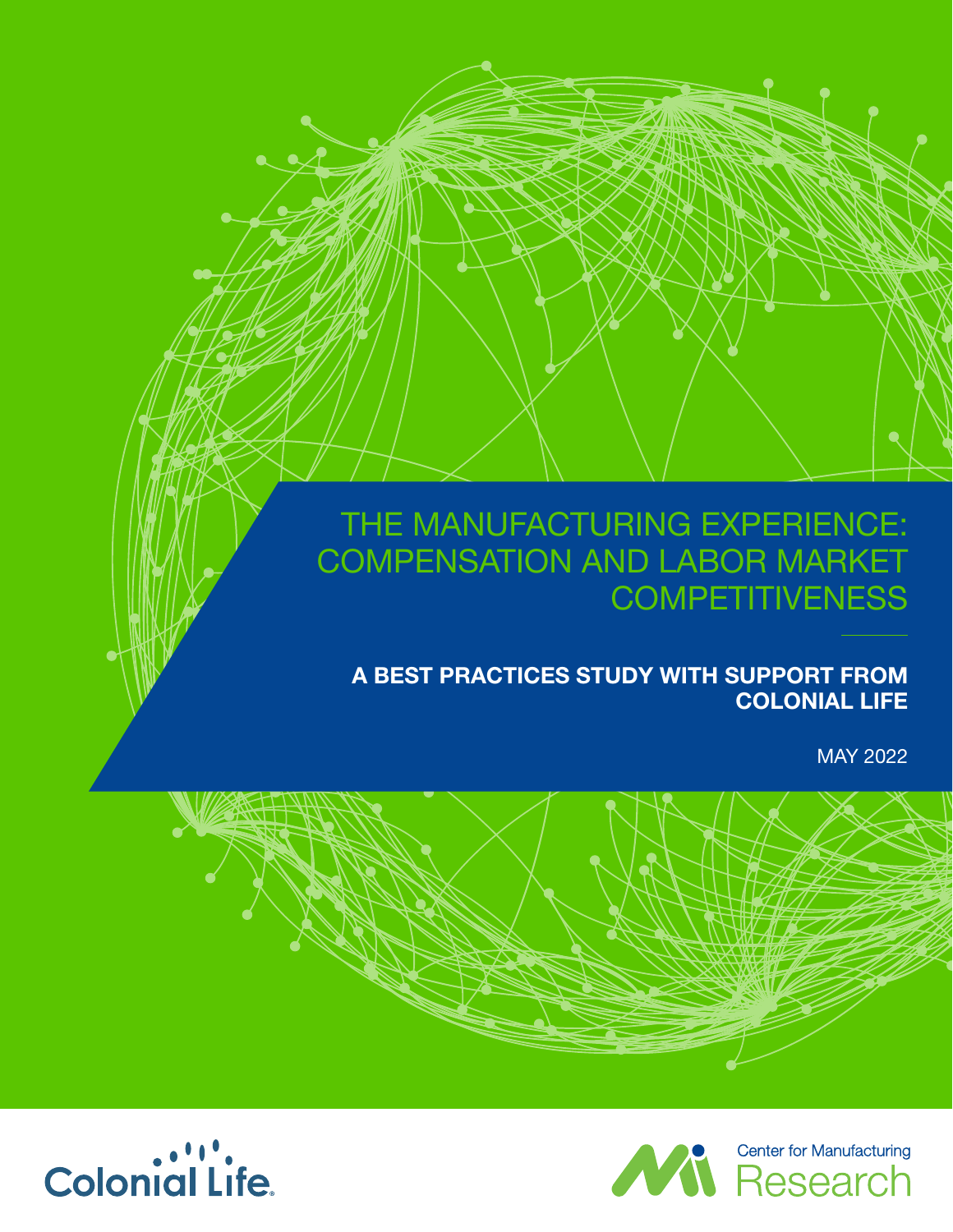# THE MANUFACTURING EXPERIENCE: COMPENSATION AND LABOR MARKET COMPETITIVENESS

**A BEST PRACTICES STUDY WITH SUPPORT FROM COLONIAL LIFE**

MAY 2022

Colonial Life

Center for Manufacturing Research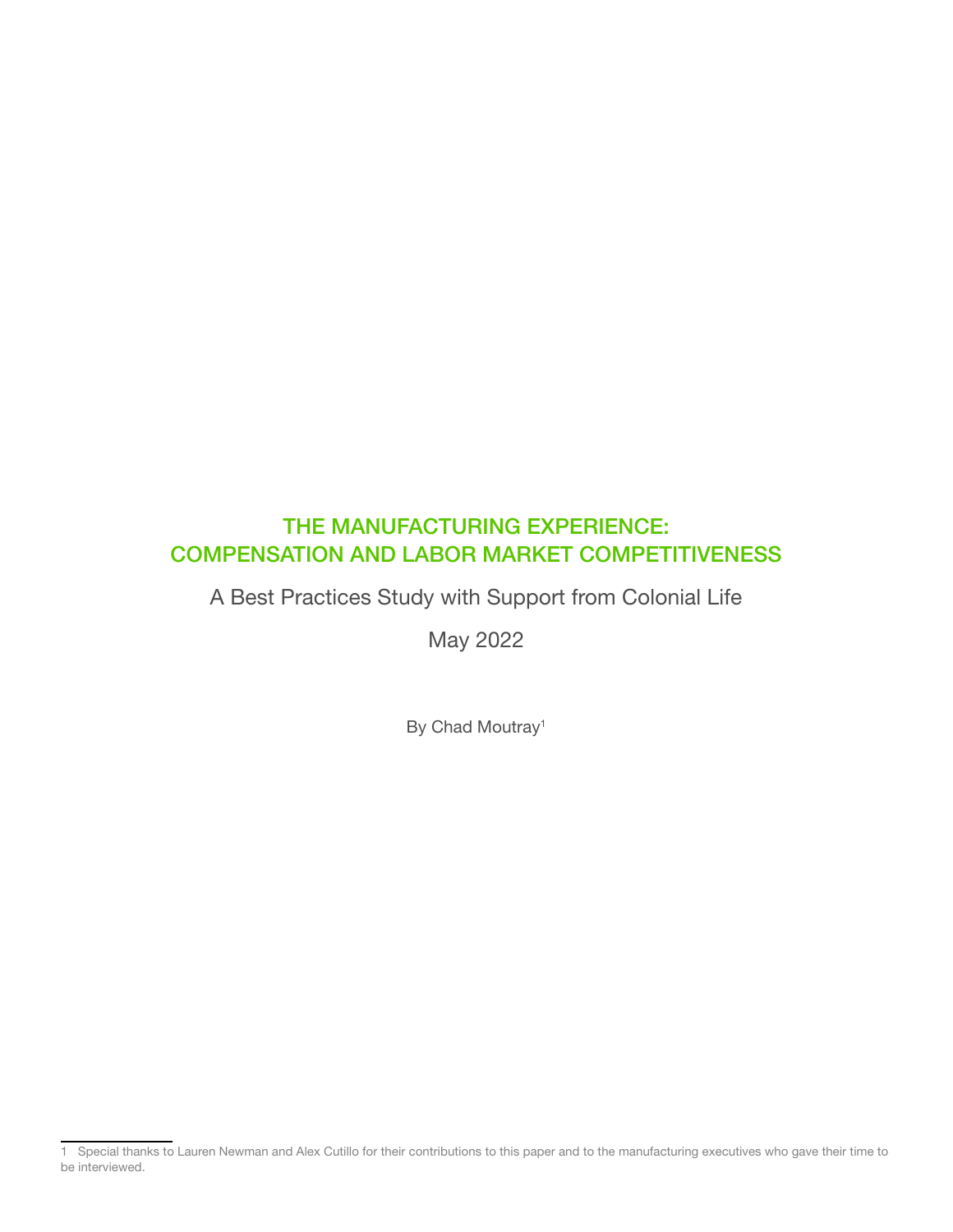# THE MANUFACTURING EXPERIENCE: COMPENSATION AND LABOR MARKET COMPETITIVENESS

A Best Practices Study with Support from Colonial Life

May 2022

By Chad Moutray[1]

---

1 Special thanks to Lauren Newman and Alex Cutillo for their contributions to this paper and to the manufacturing executives who gave their time to be interviewed.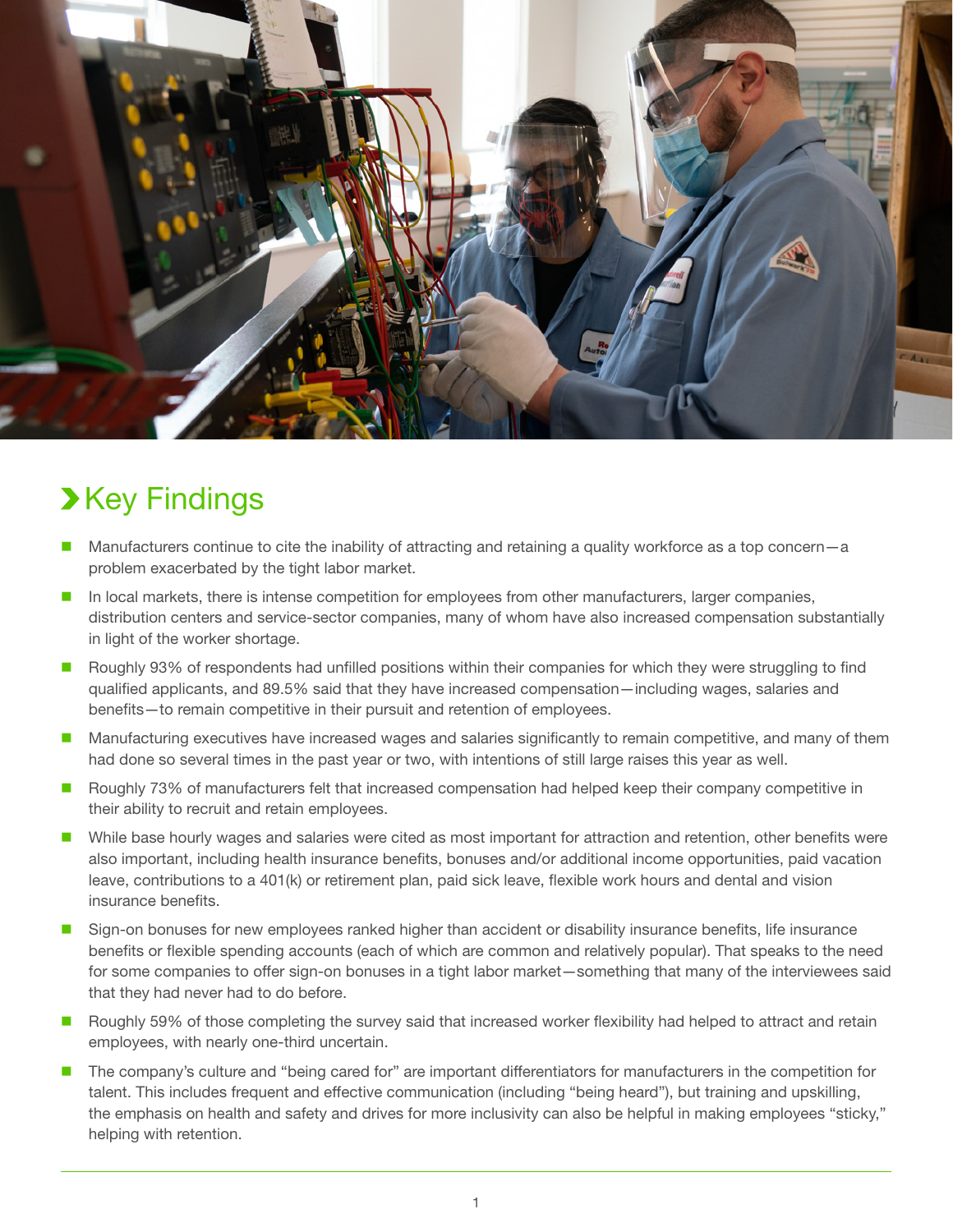## Key Findings

- Manufacturers continue to cite the inability of attracting and retaining a quality workforce as a top concern—a problem exacerbated by the tight labor market.
- In local markets, there is intense competition for employees from other manufacturers, larger companies, distribution centers and service-sector companies, many of whom have also increased compensation substantially in light of the worker shortage.
- Roughly 93% of respondents had unfilled positions within their companies for which they were struggling to find qualified applicants, and 89.5% said that they have increased compensation—including wages, salaries and benefits—to remain competitive in their pursuit and retention of employees.
- Manufacturing executives have increased wages and salaries significantly to remain competitive, and many of them had done so several times in the past year or two, with intentions of still large raises this year as well.
- Roughly 73% of manufacturers felt that increased compensation had helped keep their company competitive in their ability to recruit and retain employees.
- While base hourly wages and salaries were cited as most important for attraction and retention, other benefits were also important, including health insurance benefits, bonuses and/or additional income opportunities, paid vacation leave, contributions to a 401(k) or retirement plan, paid sick leave, flexible work hours and dental and vision insurance benefits.
- Sign-on bonuses for new employees ranked higher than accident or disability insurance benefits, life insurance benefits or flexible spending accounts (each of which are common and relatively popular). That speaks to the need for some companies to offer sign-on bonuses in a tight labor market—something that many of the interviewees said that they had never had to do before.
- Roughly 59% of those completing the survey said that increased worker flexibility had helped to attract and retain employees, with nearly one-third uncertain.
- The company's culture and "being cared for" are important differentiators for manufacturers in the competition for talent. This includes frequent and effective communication (including "being heard"), but training and upskilling, the emphasis on health and safety and drives for more inclusivity can also be helpful in making employees "sticky," helping with retention.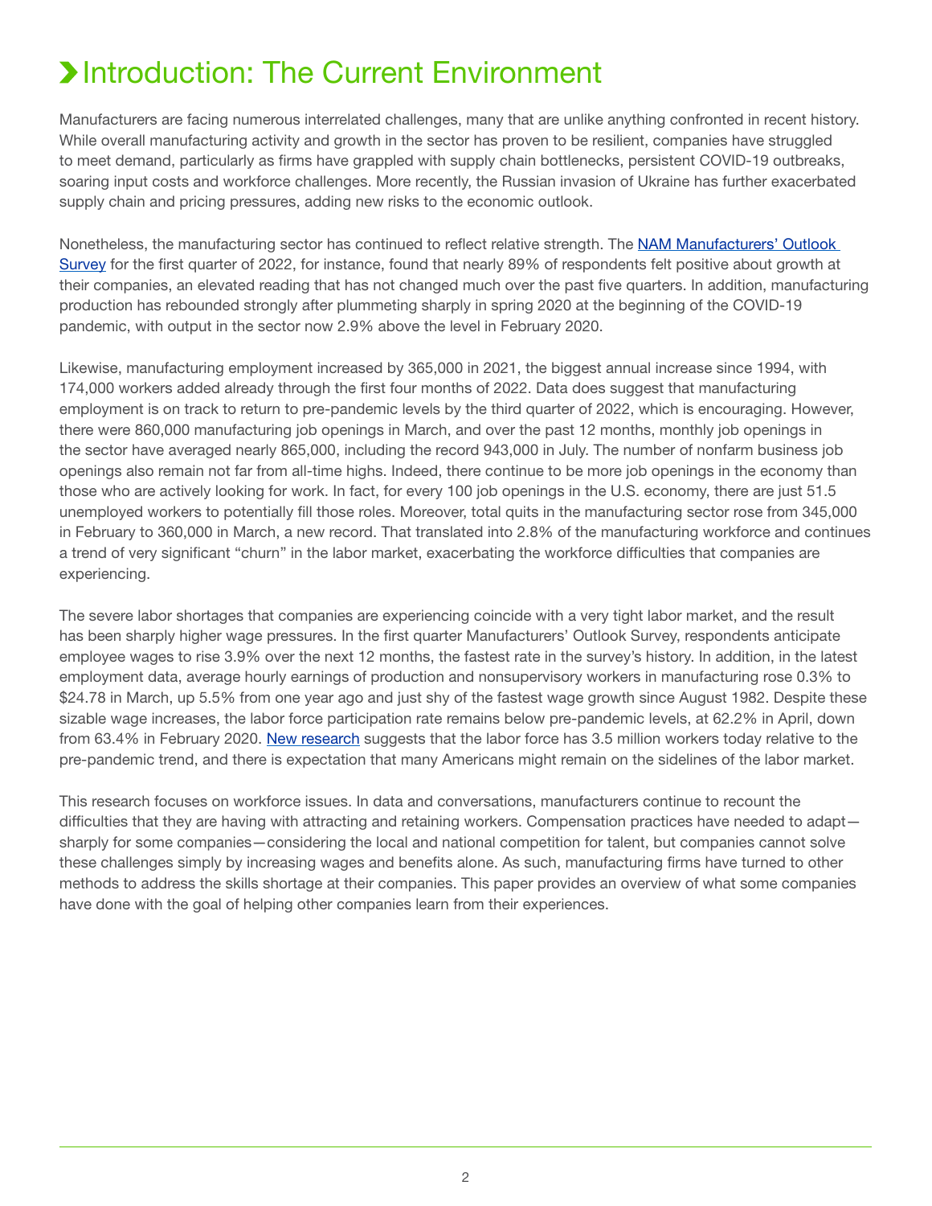# Introduction: The Current Environment

Manufacturers are facing numerous interrelated challenges, many that are unlike anything confronted in recent history. While overall manufacturing activity and growth in the sector has proven to be resilient, companies have struggled to meet demand, particularly as firms have grappled with supply chain bottlenecks, persistent COVID-19 outbreaks, soaring input costs and workforce challenges. More recently, the Russian invasion of Ukraine has further exacerbated supply chain and pricing pressures, adding new risks to the economic outlook.

Nonetheless, the manufacturing sector has continued to reflect relative strength. The NAM Manufacturers' Outlook Survey for the first quarter of 2022, for instance, found that nearly 89% of respondents felt positive about growth at their companies, an elevated reading that has not changed much over the past five quarters. In addition, manufacturing production has rebounded strongly after plummeting sharply in spring 2020 at the beginning of the COVID-19 pandemic, with output in the sector now 2.9% above the level in February 2020.

Likewise, manufacturing employment increased by 365,000 in 2021, the biggest annual increase since 1994, with 174,000 workers added already through the first four months of 2022. Data does suggest that manufacturing employment is on track to return to pre-pandemic levels by the third quarter of 2022, which is encouraging. However, there were 860,000 manufacturing job openings in March, and over the past 12 months, monthly job openings in the sector have averaged nearly 865,000, including the record 943,000 in July. The number of nonfarm business job openings also remain not far from all-time highs. Indeed, there continue to be more job openings in the economy than those who are actively looking for work. In fact, for every 100 job openings in the U.S. economy, there are just 51.5 unemployed workers to potentially fill those roles. Moreover, total quits in the manufacturing sector rose from 345,000 in February to 360,000 in March, a new record. That translated into 2.8% of the manufacturing workforce and continues a trend of very significant "churn" in the labor market, exacerbating the workforce difficulties that companies are experiencing.

The severe labor shortages that companies are experiencing coincide with a very tight labor market, and the result has been sharply higher wage pressures. In the first quarter Manufacturers' Outlook Survey, respondents anticipate employee wages to rise 3.9% over the next 12 months, the fastest rate in the survey's history. In addition, in the latest employment data, average hourly earnings of production and nonsupervisory workers in manufacturing rose 0.3% to $24.78 in March, up 5.5% from one year ago and just shy of the fastest wage growth since August 1982. Despite these sizable wage increases, the labor force participation rate remains below pre-pandemic levels, at 62.2% in April, down from 63.4% in February 2020. New research suggests that the labor force has 3.5 million workers today relative to the pre-pandemic trend, and there is expectation that many Americans might remain on the sidelines of the labor market.

This research focuses on workforce issues. In data and conversations, manufacturers continue to recount the difficulties that they are having with attracting and retaining workers. Compensation practices have needed to adapt—sharply for some companies—considering the local and national competition for talent, but companies cannot solve these challenges simply by increasing wages and benefits alone. As such, manufacturing firms have turned to other methods to address the skills shortage at their companies. This paper provides an overview of what some companies have done with the goal of helping other companies learn from their experiences.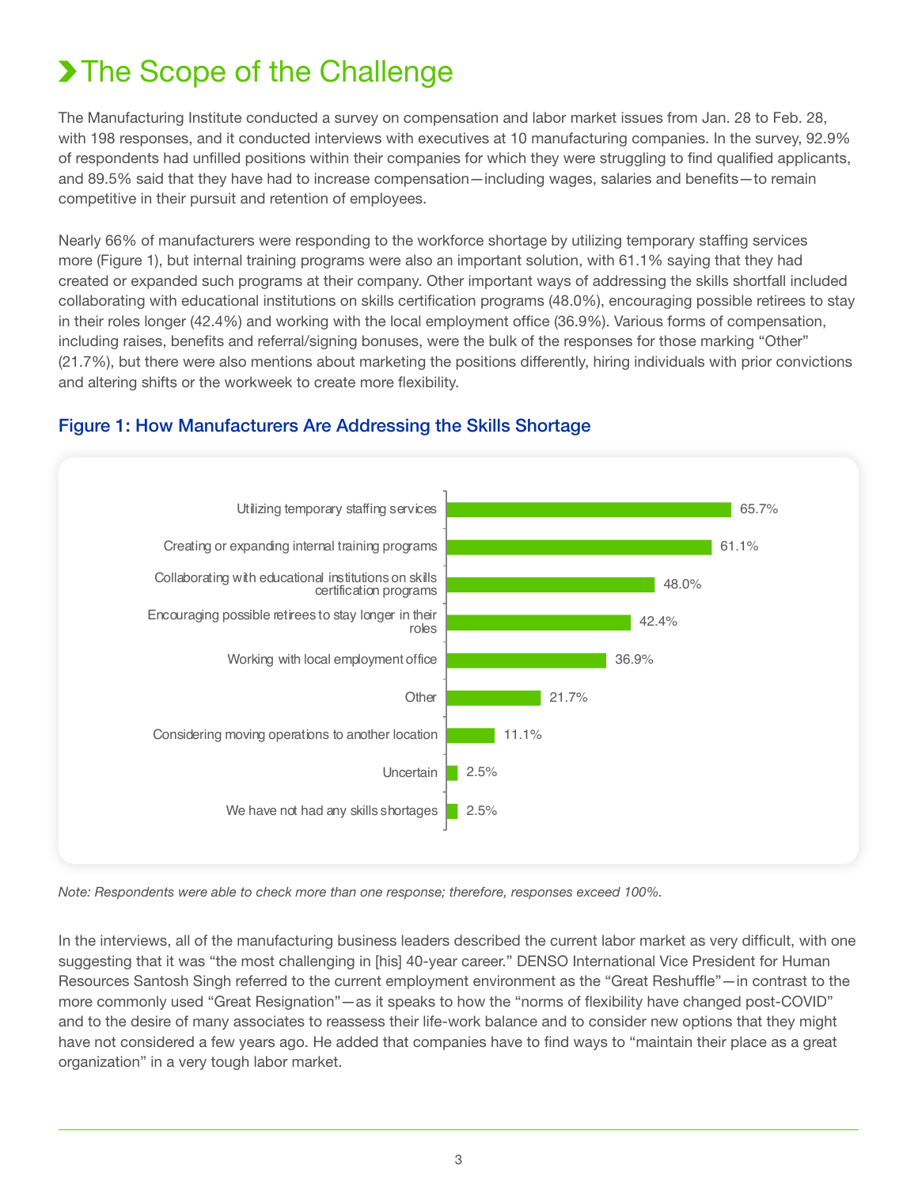# The Scope of the Challenge

The Manufacturing Institute conducted a survey on compensation and labor market issues from Jan. 28 to Feb. 28, with 198 responses, and it conducted interviews with executives at 10 manufacturing companies. In the survey, 92.9% of respondents had unfilled positions within their companies for which they were struggling to find qualified applicants, and 89.5% said that they have had to increase compensation—including wages, salaries and benefits—to remain competitive in their pursuit and retention of employees.

Nearly 66% of manufacturers were responding to the workforce shortage by utilizing temporary staffing services more (Figure 1), but internal training programs were also an important solution, with 61.1% saying that they had created or expanded such programs at their company. Other important ways of addressing the skills shortfall included collaborating with educational institutions on skills certification programs (48.0%), encouraging possible retirees to stay in their roles longer (42.4%) and working with the local employment office (36.9%). Various forms of compensation, including raises, benefits and referral/signing bonuses, were the bulk of the responses for those marking "Other" (21.7%), but there were also mentions about marketing the positions differently, hiring individuals with prior convictions and altering shifts or the workweek to create more flexibility.

### Figure 1: How Manufacturers Are Addressing the Skills Shortage

| Response | Percentage |
|---|---|
| Utilizing temporary staffing services | 65.7% |
| Creating or expanding internal training programs | 61.1% |
| Collaborating with educational institutions on skills certification programs | 48.0% |
| Encouraging possible retirees to stay longer in their roles | 42.4% |
| Working with local employment office | 36.9% |
| Other | 21.7% |
| Considering moving operations to another location | 11.1% |
| Uncertain | 2.5% |
| We have not had any skills shortages | 2.5% |

*Note: Respondents were able to check more than one response; therefore, responses exceed 100%.*

In the interviews, all of the manufacturing business leaders described the current labor market as very difficult, with one suggesting that it was "the most challenging in [his] 40-year career." DENSO International Vice President for Human Resources Santosh Singh referred to the current employment environment as the "Great Reshuffle"—in contrast to the more commonly used "Great Resignation"—as it speaks to how the "norms of flexibility have changed post-COVID" and to the desire of many associates to reassess their life-work balance and to consider new options that they might have not considered a few years ago. He added that companies have to find ways to "maintain their place as a great organization" in a very tough labor market.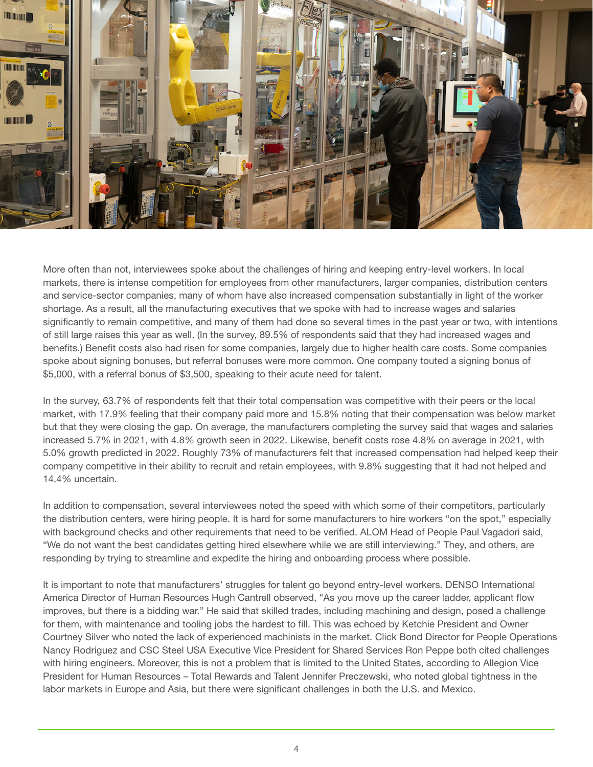More often than not, interviewees spoke about the challenges of hiring and keeping entry-level workers. In local markets, there is intense competition for employees from other manufacturers, larger companies, distribution centers and service-sector companies, many of whom have also increased compensation substantially in light of the worker shortage. As a result, all the manufacturing executives that we spoke with had to increase wages and salaries significantly to remain competitive, and many of them had done so several times in the past year or two, with intentions of still large raises this year as well. (In the survey, 89.5% of respondents said that they had increased wages and benefits.) Benefit costs also had risen for some companies, largely due to higher health care costs. Some companies spoke about signing bonuses, but referral bonuses were more common. One company touted a signing bonus of $5,000, with a referral bonus of $3,500, speaking to their acute need for talent.

In the survey, 63.7% of respondents felt that their total compensation was competitive with their peers or the local market, with 17.9% feeling that their company paid more and 15.8% noting that their compensation was below market but that they were closing the gap. On average, the manufacturers completing the survey said that wages and salaries increased 5.7% in 2021, with 4.8% growth seen in 2022. Likewise, benefit costs rose 4.8% on average in 2021, with 5.0% growth predicted in 2022. Roughly 73% of manufacturers felt that increased compensation had helped keep their company competitive in their ability to recruit and retain employees, with 9.8% suggesting that it had not helped and 14.4% uncertain.

In addition to compensation, several interviewees noted the speed with which some of their competitors, particularly the distribution centers, were hiring people. It is hard for some manufacturers to hire workers "on the spot," especially with background checks and other requirements that need to be verified. ALOM Head of People Paul Vagadori said, "We do not want the best candidates getting hired elsewhere while we are still interviewing." They, and others, are responding by trying to streamline and expedite the hiring and onboarding process where possible.

It is important to note that manufacturers' struggles for talent go beyond entry-level workers. DENSO International America Director of Human Resources Hugh Cantrell observed, "As you move up the career ladder, applicant flow improves, but there is a bidding war." He said that skilled trades, including machining and design, posed a challenge for them, with maintenance and tooling jobs the hardest to fill. This was echoed by Ketchie President and Owner Courtney Silver who noted the lack of experienced machinists in the market. Click Bond Director for People Operations Nancy Rodriguez and CSC Steel USA Executive Vice President for Shared Services Ron Peppe both cited challenges with hiring engineers. Moreover, this is not a problem that is limited to the United States, according to Allegion Vice President for Human Resources – Total Rewards and Talent Jennifer Preczewski, who noted global tightness in the labor markets in Europe and Asia, but there were significant challenges in both the U.S. and Mexico.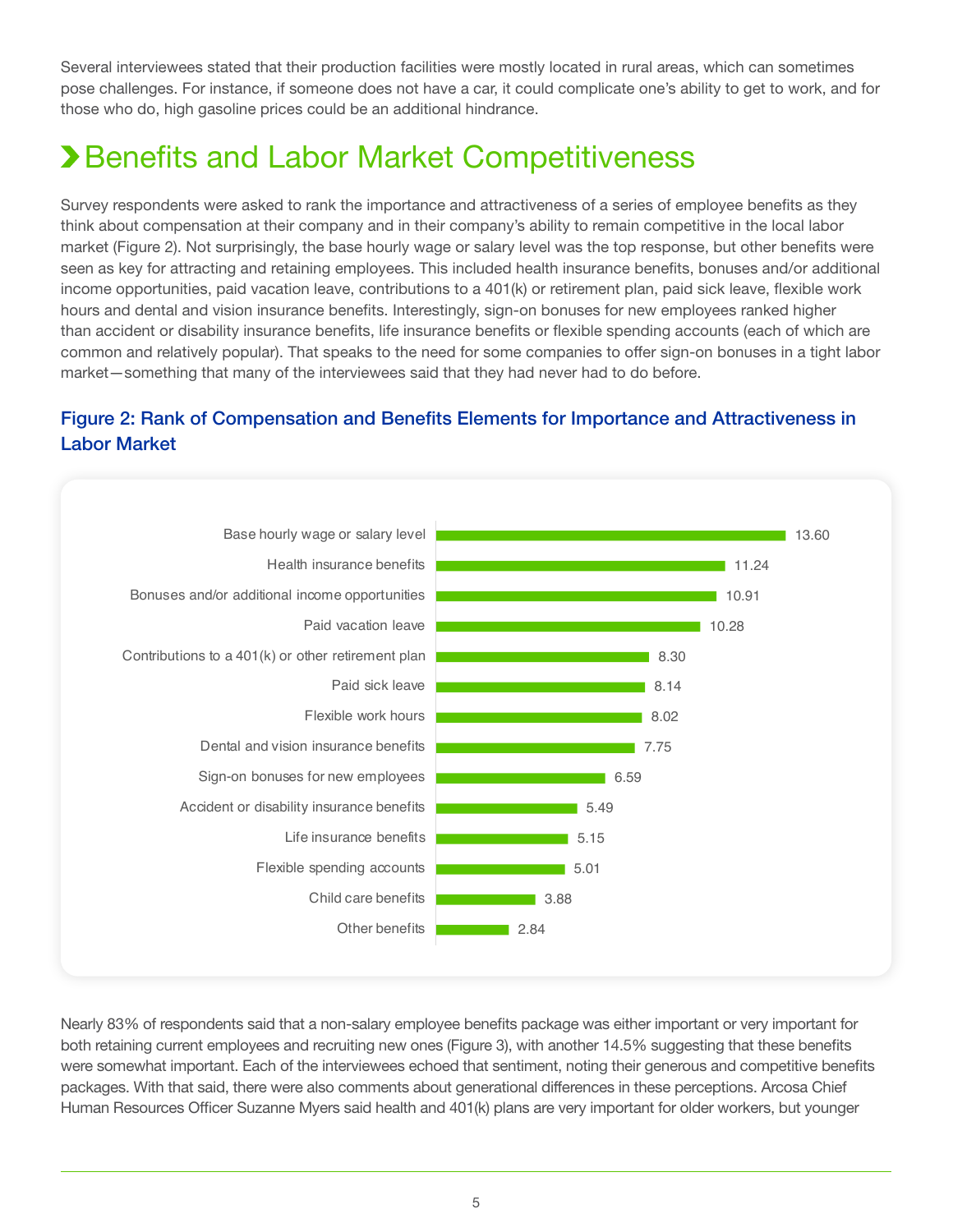Several interviewees stated that their production facilities were mostly located in rural areas, which can sometimes pose challenges. For instance, if someone does not have a car, it could complicate one's ability to get to work, and for those who do, high gasoline prices could be an additional hindrance.

## Benefits and Labor Market Competitiveness

Survey respondents were asked to rank the importance and attractiveness of a series of employee benefits as they think about compensation at their company and in their company's ability to remain competitive in the local labor market (Figure 2). Not surprisingly, the base hourly wage or salary level was the top response, but other benefits were seen as key for attracting and retaining employees. This included health insurance benefits, bonuses and/or additional income opportunities, paid vacation leave, contributions to a 401(k) or retirement plan, paid sick leave, flexible work hours and dental and vision insurance benefits. Interestingly, sign-on bonuses for new employees ranked higher than accident or disability insurance benefits, life insurance benefits or flexible spending accounts (each of which are common and relatively popular). That speaks to the need for some companies to offer sign-on bonuses in a tight labor market—something that many of the interviewees said that they had never had to do before.

### Figure 2: Rank of Compensation and Benefits Elements for Importance and Attractiveness in Labor Market

| Element | Score |
|---|---|
| Base hourly wage or salary level | 13.60 |
| Health insurance benefits | 11.24 |
| Bonuses and/or additional income opportunities | 10.91 |
| Paid vacation leave | 10.28 |
| Contributions to a 401(k) or other retirement plan | 8.30 |
| Paid sick leave | 8.14 |
| Flexible work hours | 8.02 |
| Dental and vision insurance benefits | 7.75 |
| Sign-on bonuses for new employees | 6.59 |
| Accident or disability insurance benefits | 5.49 |
| Life insurance benefits | 5.15 |
| Flexible spending accounts | 5.01 |
| Child care benefits | 3.88 |
| Other benefits | 2.84 |

Nearly 83% of respondents said that a non-salary employee benefits package was either important or very important for both retaining current employees and recruiting new ones (Figure 3), with another 14.5% suggesting that these benefits were somewhat important. Each of the interviewees echoed that sentiment, noting their generous and competitive benefits packages. With that said, there were also comments about generational differences in these perceptions. Arcosa Chief Human Resources Officer Suzanne Myers said health and 401(k) plans are very important for older workers, but younger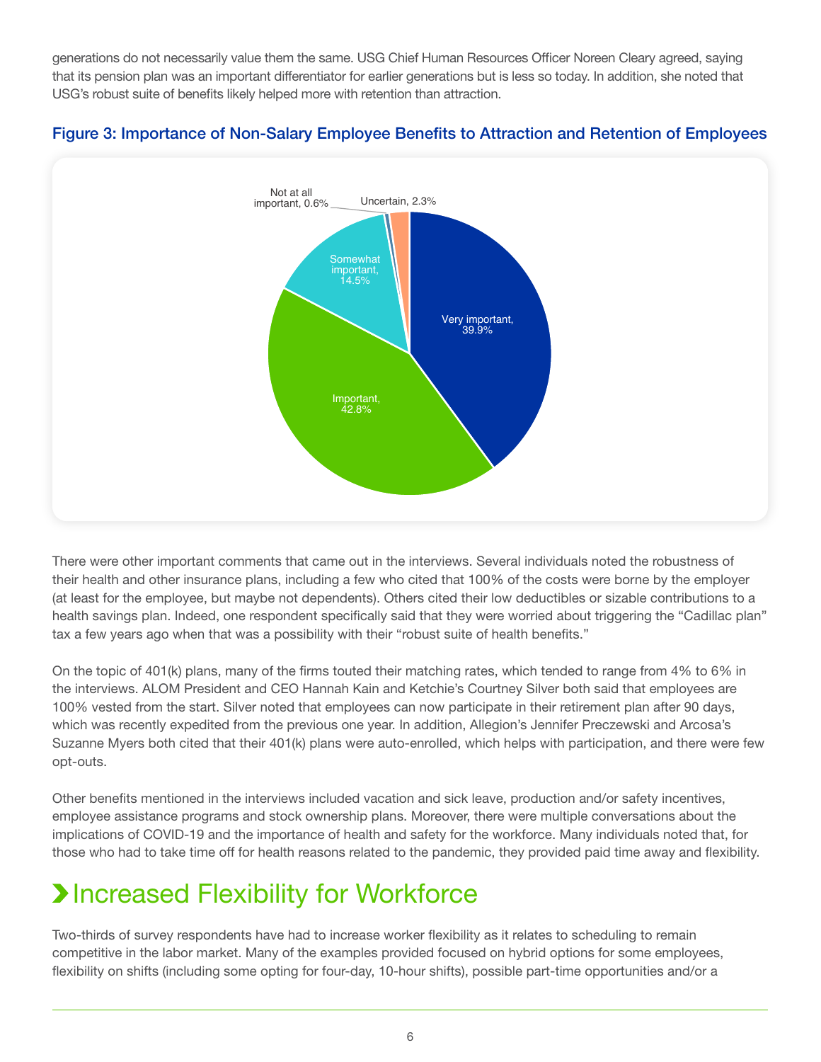generations do not necessarily value them the same. USG Chief Human Resources Officer Noreen Cleary agreed, saying that its pension plan was an important differentiator for earlier generations but is less so today. In addition, she noted that USG's robust suite of benefits likely helped more with retention than attraction.

### Figure 3: Importance of Non-Salary Employee Benefits to Attraction and Retention of Employees

| Response | Percentage |
|---|---|
| Very important | 39.9% |
| Important | 42.8% |
| Somewhat important | 14.5% |
| Not at all important | 0.6% |
| Uncertain | 2.3% |

There were other important comments that came out in the interviews. Several individuals noted the robustness of their health and other insurance plans, including a few who cited that 100% of the costs were borne by the employer (at least for the employee, but maybe not dependents). Others cited their low deductibles or sizable contributions to a health savings plan. Indeed, one respondent specifically said that they were worried about triggering the "Cadillac plan" tax a few years ago when that was a possibility with their "robust suite of health benefits."

On the topic of 401(k) plans, many of the firms touted their matching rates, which tended to range from 4% to 6% in the interviews. ALOM President and CEO Hannah Kain and Ketchie's Courtney Silver both said that employees are 100% vested from the start. Silver noted that employees can now participate in their retirement plan after 90 days, which was recently expedited from the previous one year. In addition, Allegion's Jennifer Preczewski and Arcosa's Suzanne Myers both cited that their 401(k) plans were auto-enrolled, which helps with participation, and there were few opt-outs.

Other benefits mentioned in the interviews included vacation and sick leave, production and/or safety incentives, employee assistance programs and stock ownership plans. Moreover, there were multiple conversations about the implications of COVID-19 and the importance of health and safety for the workforce. Many individuals noted that, for those who had to take time off for health reasons related to the pandemic, they provided paid time away and flexibility.

## Increased Flexibility for Workforce

Two-thirds of survey respondents have had to increase worker flexibility as it relates to scheduling to remain competitive in the labor market. Many of the examples provided focused on hybrid options for some employees, flexibility on shifts (including some opting for four-day, 10-hour shifts), possible part-time opportunities and/or a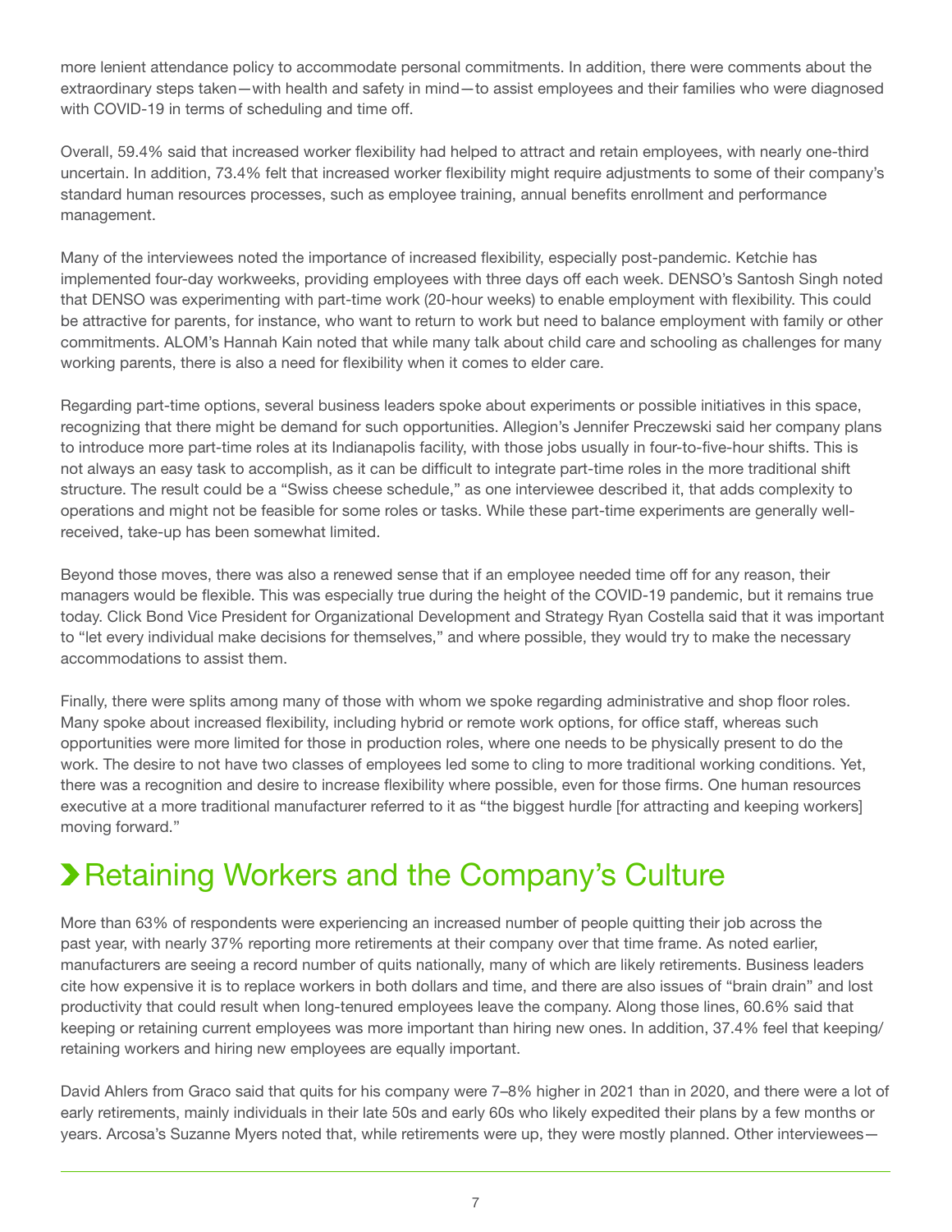more lenient attendance policy to accommodate personal commitments. In addition, there were comments about the extraordinary steps taken—with health and safety in mind—to assist employees and their families who were diagnosed with COVID-19 in terms of scheduling and time off.

Overall, 59.4% said that increased worker flexibility had helped to attract and retain employees, with nearly one-third uncertain. In addition, 73.4% felt that increased worker flexibility might require adjustments to some of their company's standard human resources processes, such as employee training, annual benefits enrollment and performance management.

Many of the interviewees noted the importance of increased flexibility, especially post-pandemic. Ketchie has implemented four-day workweeks, providing employees with three days off each week. DENSO's Santosh Singh noted that DENSO was experimenting with part-time work (20-hour weeks) to enable employment with flexibility. This could be attractive for parents, for instance, who want to return to work but need to balance employment with family or other commitments. ALOM's Hannah Kain noted that while many talk about child care and schooling as challenges for many working parents, there is also a need for flexibility when it comes to elder care.

Regarding part-time options, several business leaders spoke about experiments or possible initiatives in this space, recognizing that there might be demand for such opportunities. Allegion's Jennifer Preczewski said her company plans to introduce more part-time roles at its Indianapolis facility, with those jobs usually in four-to-five-hour shifts. This is not always an easy task to accomplish, as it can be difficult to integrate part-time roles in the more traditional shift structure. The result could be a "Swiss cheese schedule," as one interviewee described it, that adds complexity to operations and might not be feasible for some roles or tasks. While these part-time experiments are generally well-received, take-up has been somewhat limited.

Beyond those moves, there was also a renewed sense that if an employee needed time off for any reason, their managers would be flexible. This was especially true during the height of the COVID-19 pandemic, but it remains true today. Click Bond Vice President for Organizational Development and Strategy Ryan Costella said that it was important to "let every individual make decisions for themselves," and where possible, they would try to make the necessary accommodations to assist them.

Finally, there were splits among many of those with whom we spoke regarding administrative and shop floor roles. Many spoke about increased flexibility, including hybrid or remote work options, for office staff, whereas such opportunities were more limited for those in production roles, where one needs to be physically present to do the work. The desire to not have two classes of employees led some to cling to more traditional working conditions. Yet, there was a recognition and desire to increase flexibility where possible, even for those firms. One human resources executive at a more traditional manufacturer referred to it as "the biggest hurdle [for attracting and keeping workers] moving forward."

## Retaining Workers and the Company's Culture

More than 63% of respondents were experiencing an increased number of people quitting their job across the past year, with nearly 37% reporting more retirements at their company over that time frame. As noted earlier, manufacturers are seeing a record number of quits nationally, many of which are likely retirements. Business leaders cite how expensive it is to replace workers in both dollars and time, and there are also issues of "brain drain" and lost productivity that could result when long-tenured employees leave the company. Along those lines, 60.6% said that keeping or retaining current employees was more important than hiring new ones. In addition, 37.4% feel that keeping/retaining workers and hiring new employees are equally important.

David Ahlers from Graco said that quits for his company were 7–8% higher in 2021 than in 2020, and there were a lot of early retirements, mainly individuals in their late 50s and early 60s who likely expedited their plans by a few months or years. Arcosa's Suzanne Myers noted that, while retirements were up, they were mostly planned. Other interviewees—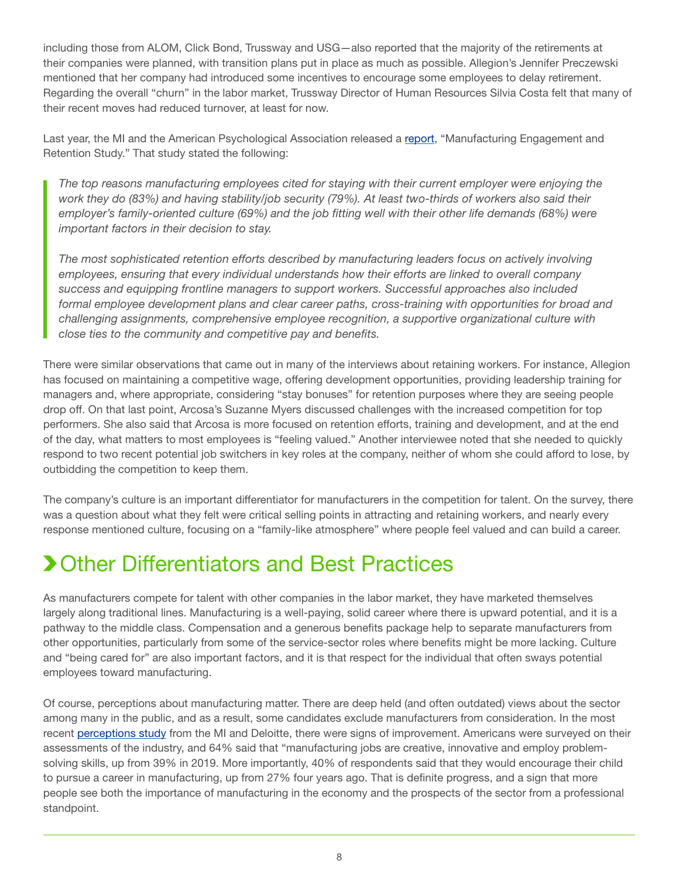including those from ALOM, Click Bond, Trussway and USG—also reported that the majority of the retirements at their companies were planned, with transition plans put in place as much as possible. Allegion's Jennifer Preczewski mentioned that her company had introduced some incentives to encourage some employees to delay retirement. Regarding the overall "churn" in the labor market, Trussway Director of Human Resources Silvia Costa felt that many of their recent moves had reduced turnover, at least for now.

Last year, the MI and the American Psychological Association released a report, "Manufacturing Engagement and Retention Study." That study stated the following:

> *The top reasons manufacturing employees cited for staying with their current employer were enjoying the work they do (83%) and having stability/job security (79%). At least two-thirds of workers also said their employer's family-oriented culture (69%) and the job fitting well with their other life demands (68%) were important factors in their decision to stay.*
>
> *The most sophisticated retention efforts described by manufacturing leaders focus on actively involving employees, ensuring that every individual understands how their efforts are linked to overall company success and equipping frontline managers to support workers. Successful approaches also included formal employee development plans and clear career paths, cross-training with opportunities for broad and challenging assignments, comprehensive employee recognition, a supportive organizational culture with close ties to the community and competitive pay and benefits.*

There were similar observations that came out in many of the interviews about retaining workers. For instance, Allegion has focused on maintaining a competitive wage, offering development opportunities, providing leadership training for managers and, where appropriate, considering "stay bonuses" for retention purposes where they are seeing people drop off. On that last point, Arcosa's Suzanne Myers discussed challenges with the increased competition for top performers. She also said that Arcosa is more focused on retention efforts, training and development, and at the end of the day, what matters to most employees is "feeling valued." Another interviewee noted that she needed to quickly respond to two recent potential job switchers in key roles at the company, neither of whom she could afford to lose, by outbidding the competition to keep them.

The company's culture is an important differentiator for manufacturers in the competition for talent. On the survey, there was a question about what they felt were critical selling points in attracting and retaining workers, and nearly every response mentioned culture, focusing on a "family-like atmosphere" where people feel valued and can build a career.

# Other Differentiators and Best Practices

As manufacturers compete for talent with other companies in the labor market, they have marketed themselves largely along traditional lines. Manufacturing is a well-paying, solid career where there is upward potential, and it is a pathway to the middle class. Compensation and a generous benefits package help to separate manufacturers from other opportunities, particularly from some of the service-sector roles where benefits might be more lacking. Culture and "being cared for" are also important factors, and it is that respect for the individual that often sways potential employees toward manufacturing.

Of course, perceptions about manufacturing matter. There are deep held (and often outdated) views about the sector among many in the public, and as a result, some candidates exclude manufacturers from consideration. In the most recent perceptions study from the MI and Deloitte, there were signs of improvement. Americans were surveyed on their assessments of the industry, and 64% said that "manufacturing jobs are creative, innovative and employ problem-solving skills, up from 39% in 2019. More importantly, 40% of respondents said that they would encourage their child to pursue a career in manufacturing, up from 27% four years ago. That is definite progress, and a sign that more people see both the importance of manufacturing in the economy and the prospects of the sector from a professional standpoint.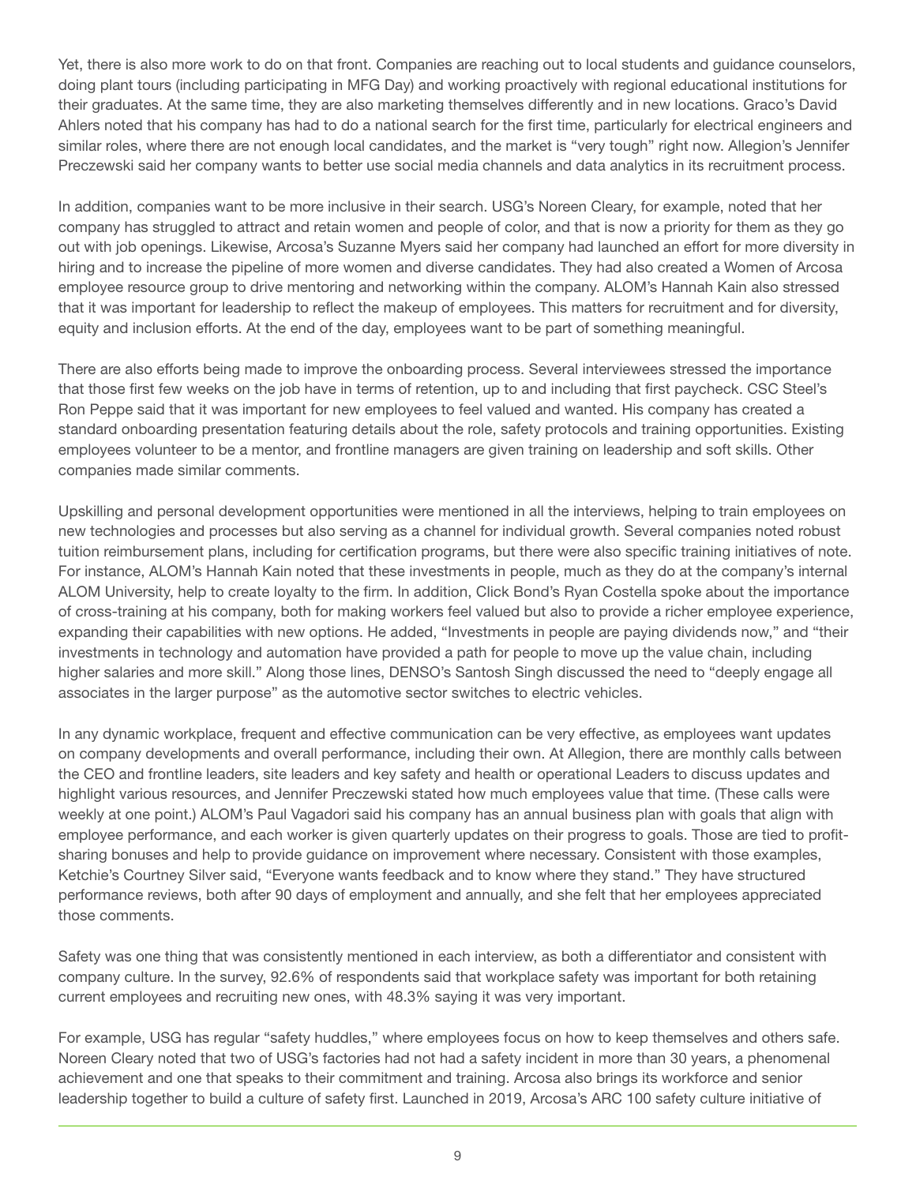Yet, there is also more work to do on that front. Companies are reaching out to local students and guidance counselors, doing plant tours (including participating in MFG Day) and working proactively with regional educational institutions for their graduates. At the same time, they are also marketing themselves differently and in new locations. Graco's David Ahlers noted that his company has had to do a national search for the first time, particularly for electrical engineers and similar roles, where there are not enough local candidates, and the market is "very tough" right now. Allegion's Jennifer Preczewski said her company wants to better use social media channels and data analytics in its recruitment process.

In addition, companies want to be more inclusive in their search. USG's Noreen Cleary, for example, noted that her company has struggled to attract and retain women and people of color, and that is now a priority for them as they go out with job openings. Likewise, Arcosa's Suzanne Myers said her company had launched an effort for more diversity in hiring and to increase the pipeline of more women and diverse candidates. They had also created a Women of Arcosa employee resource group to drive mentoring and networking within the company. ALOM's Hannah Kain also stressed that it was important for leadership to reflect the makeup of employees. This matters for recruitment and for diversity, equity and inclusion efforts. At the end of the day, employees want to be part of something meaningful.

There are also efforts being made to improve the onboarding process. Several interviewees stressed the importance that those first few weeks on the job have in terms of retention, up to and including that first paycheck. CSC Steel's Ron Peppe said that it was important for new employees to feel valued and wanted. His company has created a standard onboarding presentation featuring details about the role, safety protocols and training opportunities. Existing employees volunteer to be a mentor, and frontline managers are given training on leadership and soft skills. Other companies made similar comments.

Upskilling and personal development opportunities were mentioned in all the interviews, helping to train employees on new technologies and processes but also serving as a channel for individual growth. Several companies noted robust tuition reimbursement plans, including for certification programs, but there were also specific training initiatives of note. For instance, ALOM's Hannah Kain noted that these investments in people, much as they do at the company's internal ALOM University, help to create loyalty to the firm. In addition, Click Bond's Ryan Costella spoke about the importance of cross-training at his company, both for making workers feel valued but also to provide a richer employee experience, expanding their capabilities with new options. He added, "Investments in people are paying dividends now," and "their investments in technology and automation have provided a path for people to move up the value chain, including higher salaries and more skill." Along those lines, DENSO's Santosh Singh discussed the need to "deeply engage all associates in the larger purpose" as the automotive sector switches to electric vehicles.

In any dynamic workplace, frequent and effective communication can be very effective, as employees want updates on company developments and overall performance, including their own. At Allegion, there are monthly calls between the CEO and frontline leaders, site leaders and key safety and health or operational Leaders to discuss updates and highlight various resources, and Jennifer Preczewski stated how much employees value that time. (These calls were weekly at one point.) ALOM's Paul Vagadori said his company has an annual business plan with goals that align with employee performance, and each worker is given quarterly updates on their progress to goals. Those are tied to profit-sharing bonuses and help to provide guidance on improvement where necessary. Consistent with those examples, Ketchie's Courtney Silver said, "Everyone wants feedback and to know where they stand." They have structured performance reviews, both after 90 days of employment and annually, and she felt that her employees appreciated those comments.

Safety was one thing that was consistently mentioned in each interview, as both a differentiator and consistent with company culture. In the survey, 92.6% of respondents said that workplace safety was important for both retaining current employees and recruiting new ones, with 48.3% saying it was very important.

For example, USG has regular "safety huddles," where employees focus on how to keep themselves and others safe. Noreen Cleary noted that two of USG's factories had not had a safety incident in more than 30 years, a phenomenal achievement and one that speaks to their commitment and training. Arcosa also brings its workforce and senior leadership together to build a culture of safety first. Launched in 2019, Arcosa's ARC 100 safety culture initiative of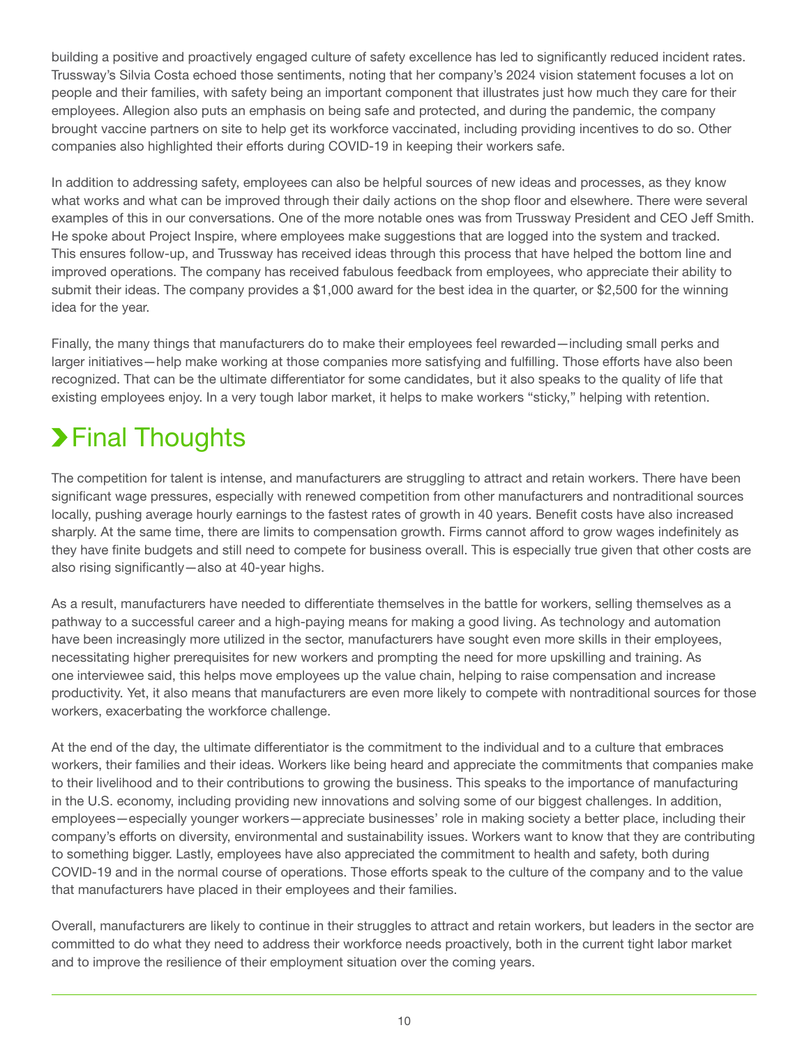building a positive and proactively engaged culture of safety excellence has led to significantly reduced incident rates. Trussway's Silvia Costa echoed those sentiments, noting that her company's 2024 vision statement focuses a lot on people and their families, with safety being an important component that illustrates just how much they care for their employees. Allegion also puts an emphasis on being safe and protected, and during the pandemic, the company brought vaccine partners on site to help get its workforce vaccinated, including providing incentives to do so. Other companies also highlighted their efforts during COVID-19 in keeping their workers safe.

In addition to addressing safety, employees can also be helpful sources of new ideas and processes, as they know what works and what can be improved through their daily actions on the shop floor and elsewhere. There were several examples of this in our conversations. One of the more notable ones was from Trussway President and CEO Jeff Smith. He spoke about Project Inspire, where employees make suggestions that are logged into the system and tracked. This ensures follow-up, and Trussway has received ideas through this process that have helped the bottom line and improved operations. The company has received fabulous feedback from employees, who appreciate their ability to submit their ideas. The company provides a $1,000 award for the best idea in the quarter, or $2,500 for the winning idea for the year.

Finally, the many things that manufacturers do to make their employees feel rewarded—including small perks and larger initiatives—help make working at those companies more satisfying and fulfilling. Those efforts have also been recognized. That can be the ultimate differentiator for some candidates, but it also speaks to the quality of life that existing employees enjoy. In a very tough labor market, it helps to make workers "sticky," helping with retention.

# Final Thoughts

The competition for talent is intense, and manufacturers are struggling to attract and retain workers. There have been significant wage pressures, especially with renewed competition from other manufacturers and nontraditional sources locally, pushing average hourly earnings to the fastest rates of growth in 40 years. Benefit costs have also increased sharply. At the same time, there are limits to compensation growth. Firms cannot afford to grow wages indefinitely as they have finite budgets and still need to compete for business overall. This is especially true given that other costs are also rising significantly—also at 40-year highs.

As a result, manufacturers have needed to differentiate themselves in the battle for workers, selling themselves as a pathway to a successful career and a high-paying means for making a good living. As technology and automation have been increasingly more utilized in the sector, manufacturers have sought even more skills in their employees, necessitating higher prerequisites for new workers and prompting the need for more upskilling and training. As one interviewee said, this helps move employees up the value chain, helping to raise compensation and increase productivity. Yet, it also means that manufacturers are even more likely to compete with nontraditional sources for those workers, exacerbating the workforce challenge.

At the end of the day, the ultimate differentiator is the commitment to the individual and to a culture that embraces workers, their families and their ideas. Workers like being heard and appreciate the commitments that companies make to their livelihood and to their contributions to growing the business. This speaks to the importance of manufacturing in the U.S. economy, including providing new innovations and solving some of our biggest challenges. In addition, employees—especially younger workers—appreciate businesses' role in making society a better place, including their company's efforts on diversity, environmental and sustainability issues. Workers want to know that they are contributing to something bigger. Lastly, employees have also appreciated the commitment to health and safety, both during COVID-19 and in the normal course of operations. Those efforts speak to the culture of the company and to the value that manufacturers have placed in their employees and their families.

Overall, manufacturers are likely to continue in their struggles to attract and retain workers, but leaders in the sector are committed to do what they need to address their workforce needs proactively, both in the current tight labor market and to improve the resilience of their employment situation over the coming years.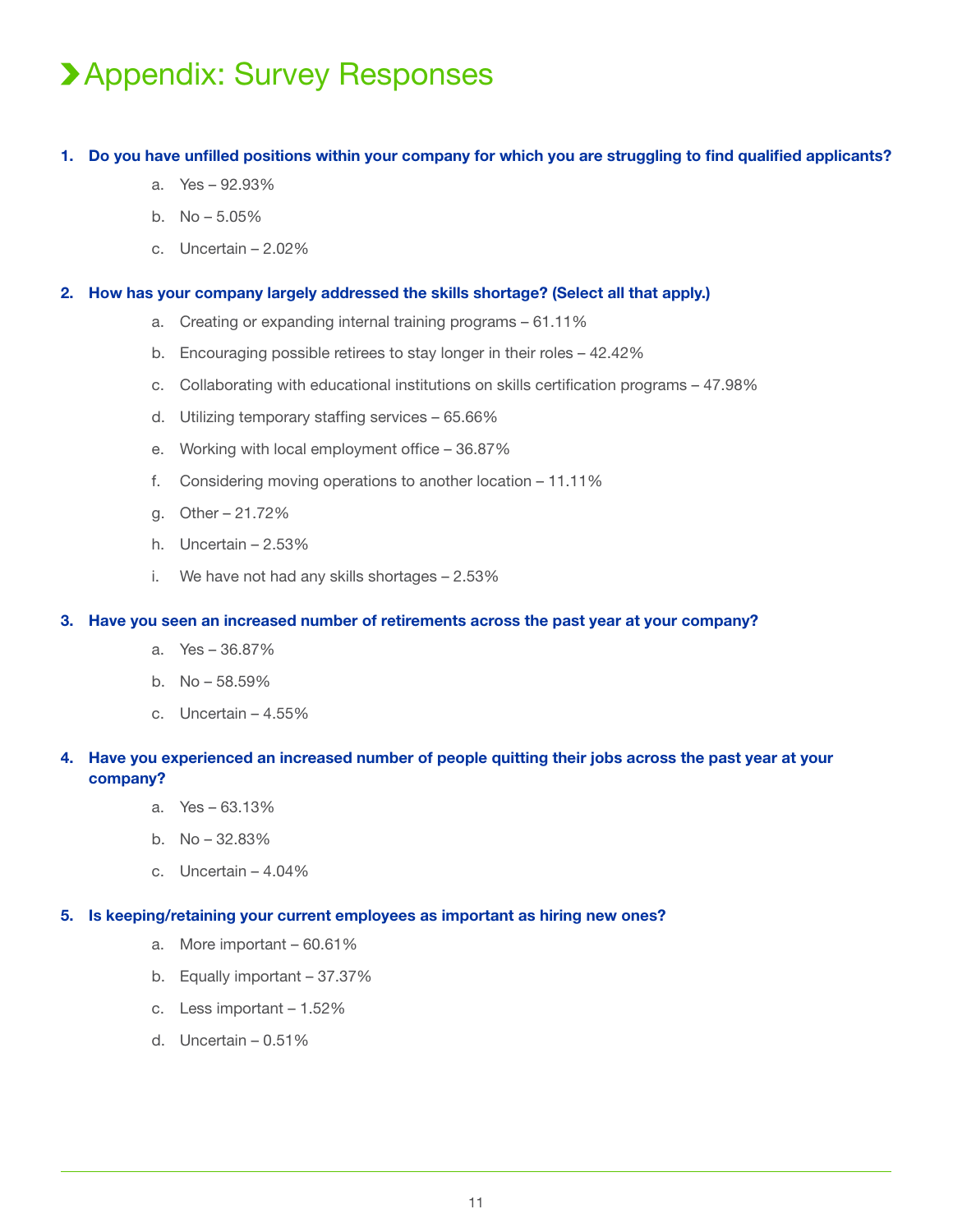# Appendix: Survey Responses

1. **Do you have unfilled positions within your company for which you are struggling to find qualified applicants?**
    a. Yes – 92.93%
    b. No – 5.05%
    c. Uncertain – 2.02%

2. **How has your company largely addressed the skills shortage? (Select all that apply.)**
    a. Creating or expanding internal training programs – 61.11%
    b. Encouraging possible retirees to stay longer in their roles – 42.42%
    c. Collaborating with educational institutions on skills certification programs – 47.98%
    d. Utilizing temporary staffing services – 65.66%
    e. Working with local employment office – 36.87%
    f. Considering moving operations to another location – 11.11%
    g. Other – 21.72%
    h. Uncertain – 2.53%
    i. We have not had any skills shortages – 2.53%

3. **Have you seen an increased number of retirements across the past year at your company?**
    a. Yes – 36.87%
    b. No – 58.59%
    c. Uncertain – 4.55%

4. **Have you experienced an increased number of people quitting their jobs across the past year at your company?**
    a. Yes – 63.13%
    b. No – 32.83%
    c. Uncertain – 4.04%

5. **Is keeping/retaining your current employees as important as hiring new ones?**
    a. More important – 60.61%
    b. Equally important – 37.37%
    c. Less important – 1.52%
    d. Uncertain – 0.51%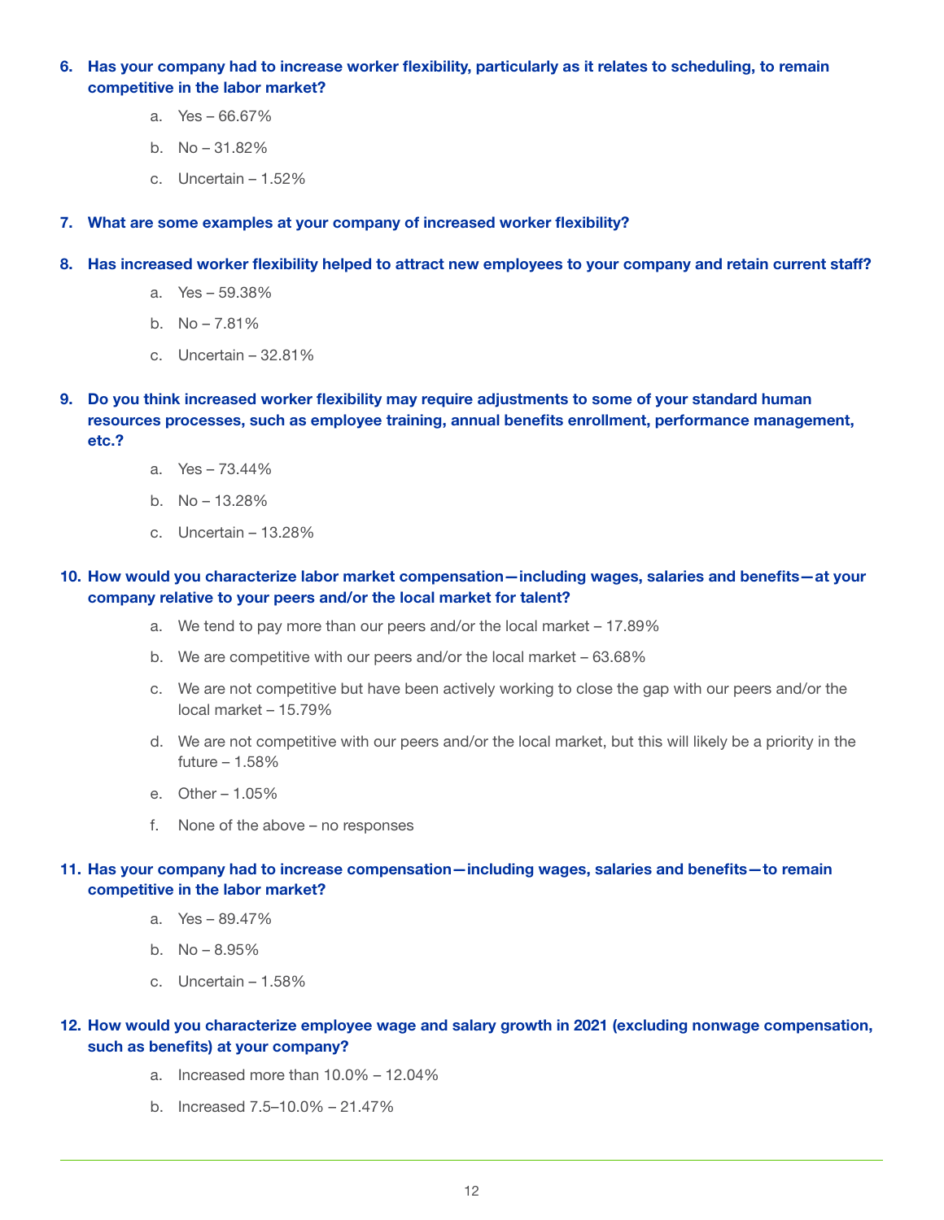**6. Has your company had to increase worker flexibility, particularly as it relates to scheduling, to remain competitive in the labor market?**

a. Yes – 66.67%

b. No – 31.82%

c. Uncertain – 1.52%

**7. What are some examples at your company of increased worker flexibility?**

**8. Has increased worker flexibility helped to attract new employees to your company and retain current staff?**

a. Yes – 59.38%

b. No – 7.81%

c. Uncertain – 32.81%

**9. Do you think increased worker flexibility may require adjustments to some of your standard human resources processes, such as employee training, annual benefits enrollment, performance management, etc.?**

a. Yes – 73.44%

b. No – 13.28%

c. Uncertain – 13.28%

**10. How would you characterize labor market compensation—including wages, salaries and benefits—at your company relative to your peers and/or the local market for talent?**

a. We tend to pay more than our peers and/or the local market – 17.89%

b. We are competitive with our peers and/or the local market – 63.68%

c. We are not competitive but have been actively working to close the gap with our peers and/or the local market – 15.79%

d. We are not competitive with our peers and/or the local market, but this will likely be a priority in the future – 1.58%

e. Other – 1.05%

f. None of the above – no responses

**11. Has your company had to increase compensation—including wages, salaries and benefits—to remain competitive in the labor market?**

a. Yes – 89.47%

b. No – 8.95%

c. Uncertain – 1.58%

**12. How would you characterize employee wage and salary growth in 2021 (excluding nonwage compensation, such as benefits) at your company?**

a. Increased more than 10.0% – 12.04%

b. Increased 7.5–10.0% – 21.47%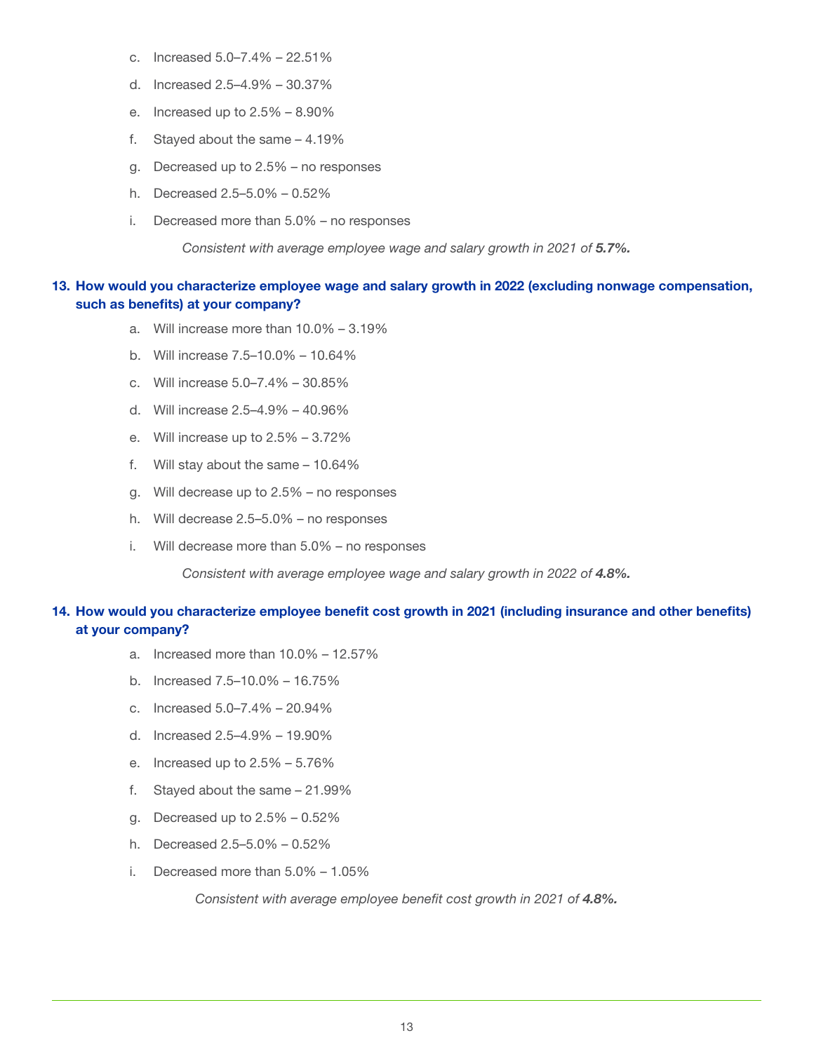c. Increased 5.0–7.4% – 22.51%

d. Increased 2.5–4.9% – 30.37%

e. Increased up to 2.5% – 8.90%

f. Stayed about the same – 4.19%

g. Decreased up to 2.5% – no responses

h. Decreased 2.5–5.0% – 0.52%

i. Decreased more than 5.0% – no responses

*Consistent with average employee wage and salary growth in 2021 of **5.7%.***

**13. How would you characterize employee wage and salary growth in 2022 (excluding nonwage compensation, such as benefits) at your company?**

a. Will increase more than 10.0% – 3.19%

b. Will increase 7.5–10.0% – 10.64%

c. Will increase 5.0–7.4% – 30.85%

d. Will increase 2.5–4.9% – 40.96%

e. Will increase up to 2.5% – 3.72%

f. Will stay about the same – 10.64%

g. Will decrease up to 2.5% – no responses

h. Will decrease 2.5–5.0% – no responses

i. Will decrease more than 5.0% – no responses

*Consistent with average employee wage and salary growth in 2022 of **4.8%.***

**14. How would you characterize employee benefit cost growth in 2021 (including insurance and other benefits) at your company?**

a. Increased more than 10.0% – 12.57%

b. Increased 7.5–10.0% – 16.75%

c. Increased 5.0–7.4% – 20.94%

d. Increased 2.5–4.9% – 19.90%

e. Increased up to 2.5% – 5.76%

f. Stayed about the same – 21.99%

g. Decreased up to 2.5% – 0.52%

h. Decreased 2.5–5.0% – 0.52%

i. Decreased more than 5.0% – 1.05%

*Consistent with average employee benefit cost growth in 2021 of **4.8%.***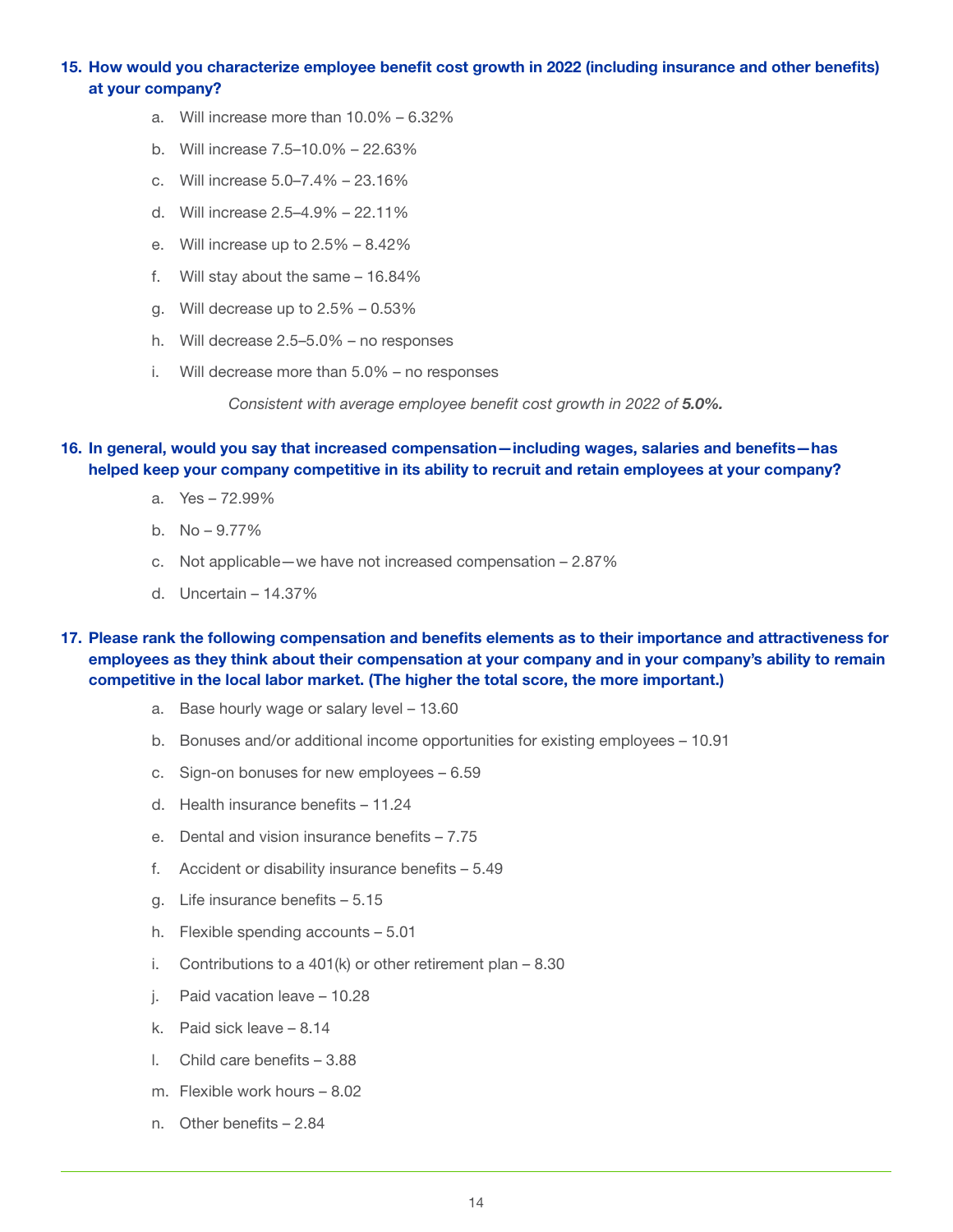**15. How would you characterize employee benefit cost growth in 2022 (including insurance and other benefits) at your company?**

a. Will increase more than 10.0% – 6.32%

b. Will increase 7.5–10.0% – 22.63%

c. Will increase 5.0–7.4% – 23.16%

d. Will increase 2.5–4.9% – 22.11%

e. Will increase up to 2.5% – 8.42%

f. Will stay about the same – 16.84%

g. Will decrease up to 2.5% – 0.53%

h. Will decrease 2.5–5.0% – no responses

i. Will decrease more than 5.0% – no responses

*Consistent with average employee benefit cost growth in 2022 of **5.0%.***

**16. In general, would you say that increased compensation—including wages, salaries and benefits—has helped keep your company competitive in its ability to recruit and retain employees at your company?**

a. Yes – 72.99%

b. No – 9.77%

c. Not applicable—we have not increased compensation – 2.87%

d. Uncertain – 14.37%

**17. Please rank the following compensation and benefits elements as to their importance and attractiveness for employees as they think about their compensation at your company and in your company's ability to remain competitive in the local labor market. (The higher the total score, the more important.)**

a. Base hourly wage or salary level – 13.60

b. Bonuses and/or additional income opportunities for existing employees – 10.91

c. Sign-on bonuses for new employees – 6.59

d. Health insurance benefits – 11.24

e. Dental and vision insurance benefits – 7.75

f. Accident or disability insurance benefits – 5.49

g. Life insurance benefits – 5.15

h. Flexible spending accounts – 5.01

i. Contributions to a 401(k) or other retirement plan – 8.30

j. Paid vacation leave – 10.28

k. Paid sick leave – 8.14

l. Child care benefits – 3.88

m. Flexible work hours – 8.02

n. Other benefits – 2.84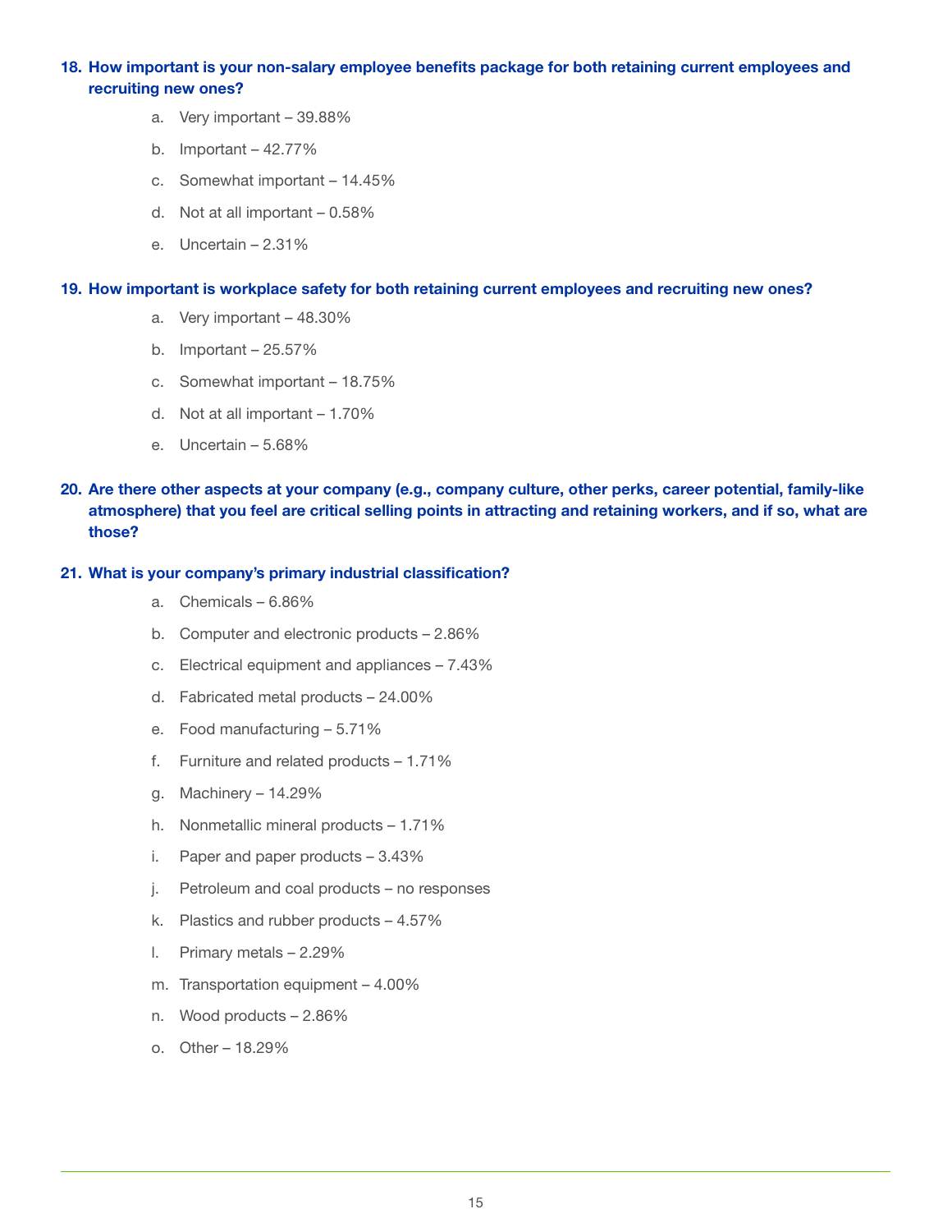**18. How important is your non-salary employee benefits package for both retaining current employees and recruiting new ones?**

a. Very important – 39.88%

b. Important – 42.77%

c. Somewhat important – 14.45%

d. Not at all important – 0.58%

e. Uncertain – 2.31%

**19. How important is workplace safety for both retaining current employees and recruiting new ones?**

a. Very important – 48.30%

b. Important – 25.57%

c. Somewhat important – 18.75%

d. Not at all important – 1.70%

e. Uncertain – 5.68%

**20. Are there other aspects at your company (e.g., company culture, other perks, career potential, family-like atmosphere) that you feel are critical selling points in attracting and retaining workers, and if so, what are those?**

**21. What is your company's primary industrial classification?**

a. Chemicals – 6.86%

b. Computer and electronic products – 2.86%

c. Electrical equipment and appliances – 7.43%

d. Fabricated metal products – 24.00%

e. Food manufacturing – 5.71%

f. Furniture and related products – 1.71%

g. Machinery – 14.29%

h. Nonmetallic mineral products – 1.71%

i. Paper and paper products – 3.43%

j. Petroleum and coal products – no responses

k. Plastics and rubber products – 4.57%

l. Primary metals – 2.29%

m. Transportation equipment – 4.00%

n. Wood products – 2.86%

o. Other – 18.29%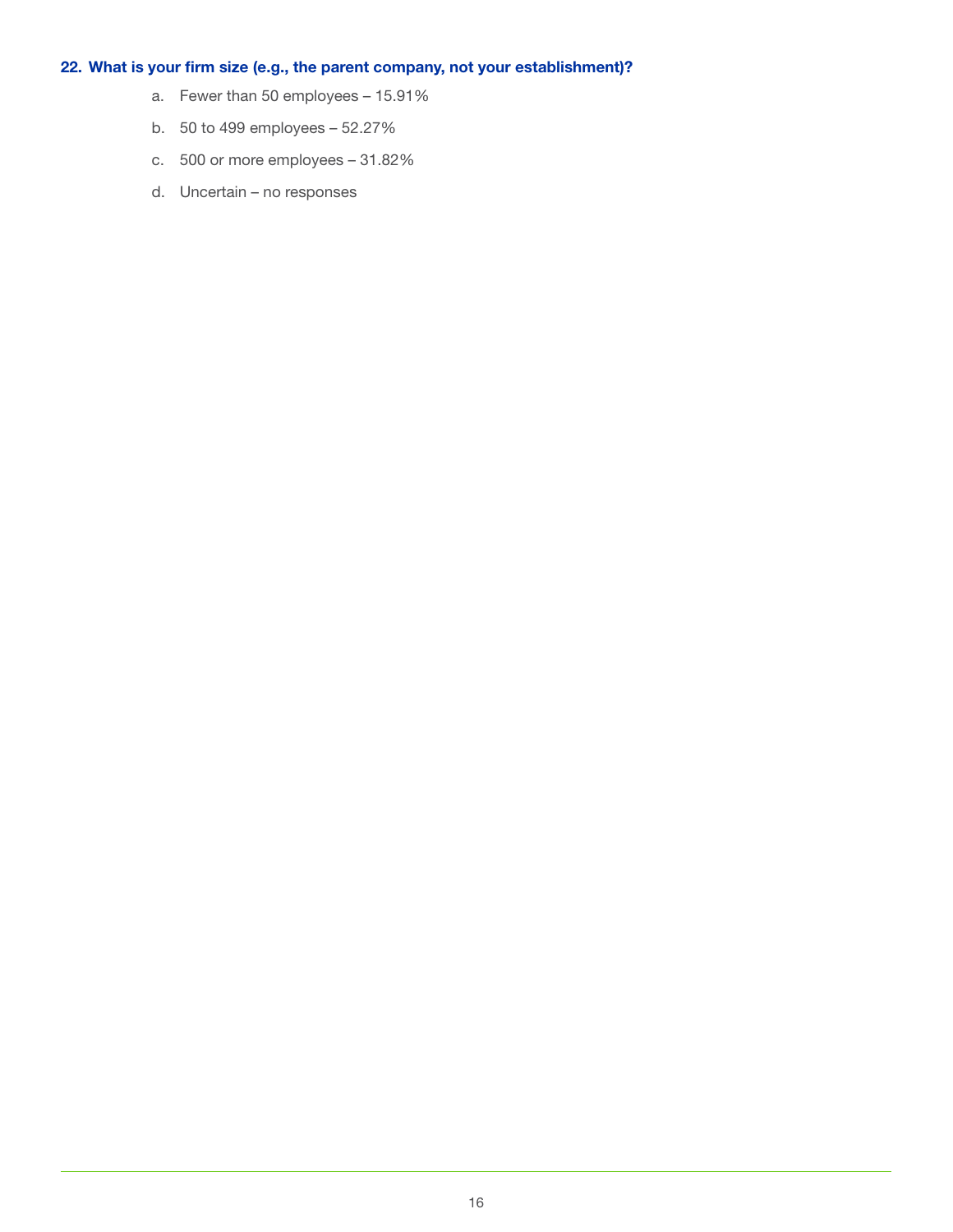**22. What is your firm size (e.g., the parent company, not your establishment)?**

a. Fewer than 50 employees – 15.91%

b. 50 to 499 employees – 52.27%

c. 500 or more employees – 31.82%

d. Uncertain – no responses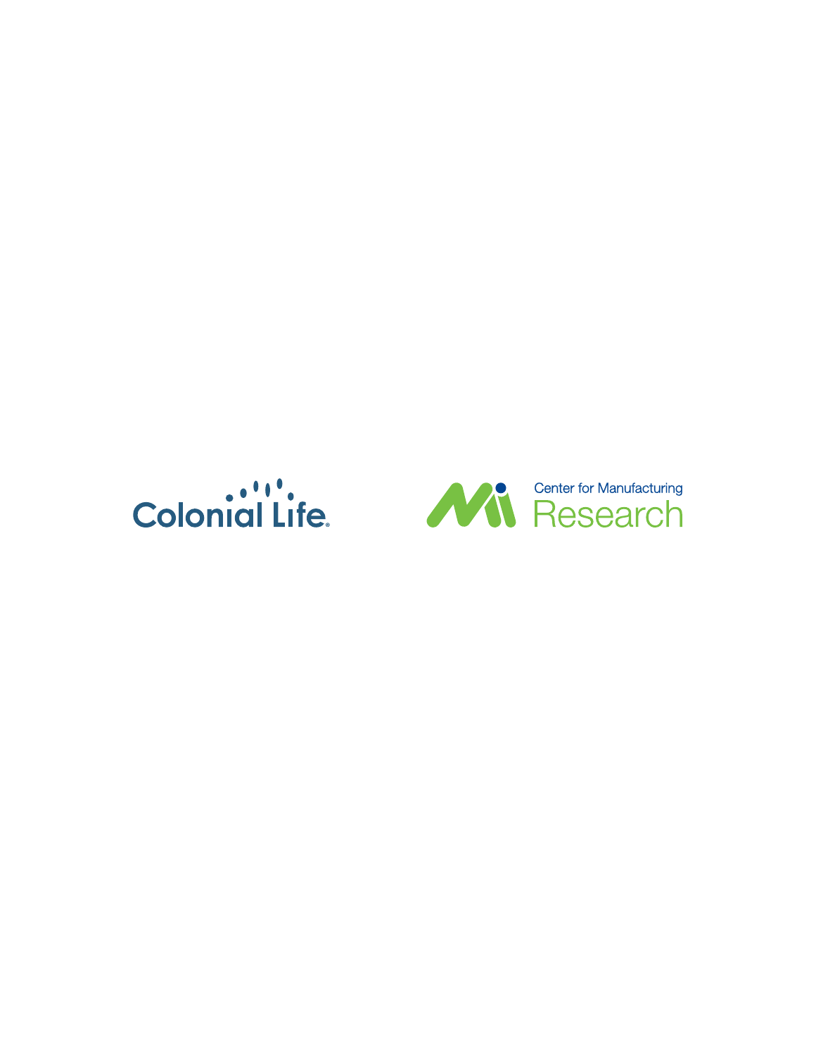Colonial Life

Center for Manufacturing Research